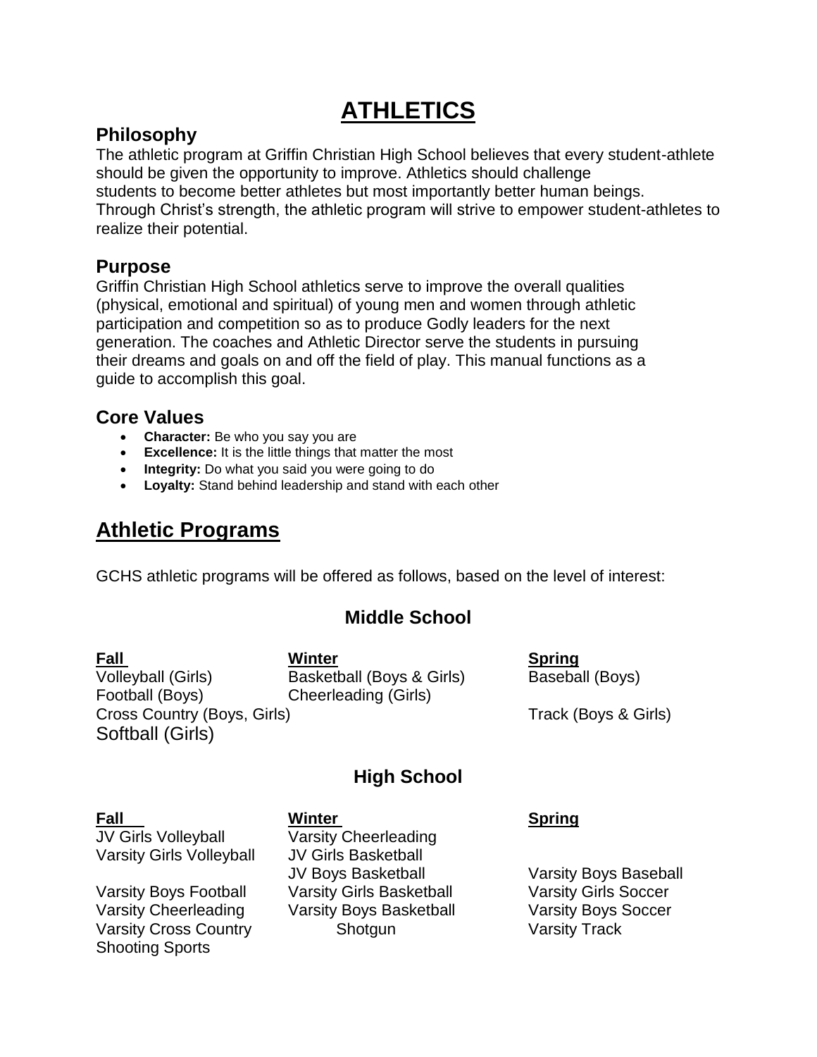# ATHLETICS

## Philosophy

The athletic program at Griffin Christian High School believes that every student-athlete should be given the opportunity to improve. Athletics should challenge students to become better athletes but most importantly better human beings. Through Christ's strength, the athletic program will strive to empower student-athletes to realize their potential.

## Purpose

Griffin Christian High School athletics serve to improve the overall qualities (physical, emotional and spiritual) of young men and women through athletic participation and competition so as to produce Godly leaders for the next generation. The coaches and Athletic Director serve the students in pursuing their dreams and goals on and off the field of play. This manual functions as a guide to accomplish this goal.

## Core Values

- **Character:** Be who you say you are
- **Excellence:** It is the little things that matter the most
- **Integrity:** Do what you said you were going to do
- **Loyalty:** Stand behind leadership and stand with each other

# Athletic Programs

GCHS athletic programs will be offered as follows, based on the level of interest:

### Middle School

| Fall | Winter | Spring |
|---|---|---|
| Volleyball (Girls) | Basketball (Boys & Girls) | Baseball (Boys) |
| Football (Boys) | Cheerleading (Girls) | |
| Cross Country (Boys, Girls) | | Track (Boys & Girls) |
| Softball (Girls) | | |

### High School

| Fall | Winter | Spring |
|---|---|---|
| JV Girls Volleyball | Varsity Cheerleading | |
| Varsity Girls Volleyball | JV Girls Basketball | |
| | JV Boys Basketball | Varsity Boys Baseball |
| Varsity Boys Football | Varsity Girls Basketball | Varsity Girls Soccer |
| Varsity Cheerleading | Varsity Boys Basketball | Varsity Boys Soccer |
| Varsity Cross Country | Shotgun | Varsity Track |
| Shooting Sports | | |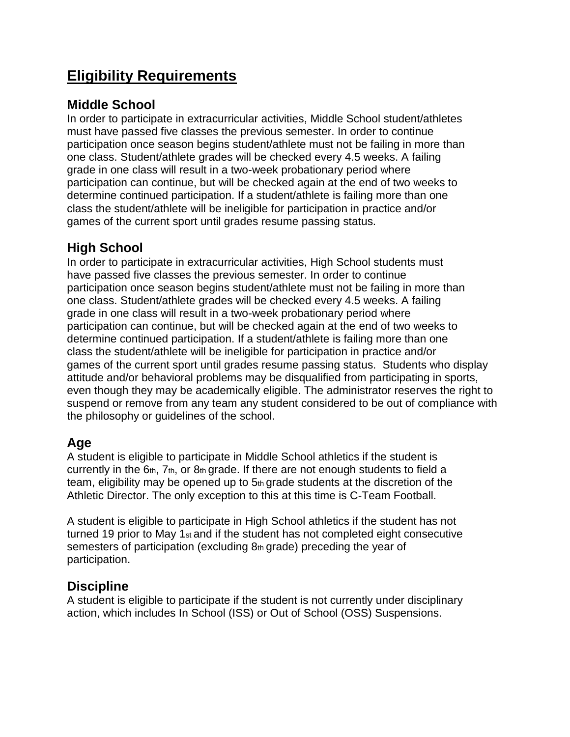# Eligibility Requirements

## Middle School

In order to participate in extracurricular activities, Middle School student/athletes must have passed five classes the previous semester. In order to continue participation once season begins student/athlete must not be failing in more than one class. Student/athlete grades will be checked every 4.5 weeks. A failing grade in one class will result in a two-week probationary period where participation can continue, but will be checked again at the end of two weeks to determine continued participation. If a student/athlete is failing more than one class the student/athlete will be ineligible for participation in practice and/or games of the current sport until grades resume passing status.

## High School

In order to participate in extracurricular activities, High School students must have passed five classes the previous semester. In order to continue participation once season begins student/athlete must not be failing in more than one class. Student/athlete grades will be checked every 4.5 weeks. A failing grade in one class will result in a two-week probationary period where participation can continue, but will be checked again at the end of two weeks to determine continued participation. If a student/athlete is failing more than one class the student/athlete will be ineligible for participation in practice and/or games of the current sport until grades resume passing status. Students who display attitude and/or behavioral problems may be disqualified from participating in sports, even though they may be academically eligible. The administrator reserves the right to suspend or remove from any team any student considered to be out of compliance with the philosophy or guidelines of the school.

## Age

A student is eligible to participate in Middle School athletics if the student is currently in the 6th, 7th, or 8th grade. If there are not enough students to field a team, eligibility may be opened up to 5th grade students at the discretion of the Athletic Director. The only exception to this at this time is C-Team Football.

A student is eligible to participate in High School athletics if the student has not turned 19 prior to May 1st and if the student has not completed eight consecutive semesters of participation (excluding 8th grade) preceding the year of participation.

## Discipline

A student is eligible to participate if the student is not currently under disciplinary action, which includes In School (ISS) or Out of School (OSS) Suspensions.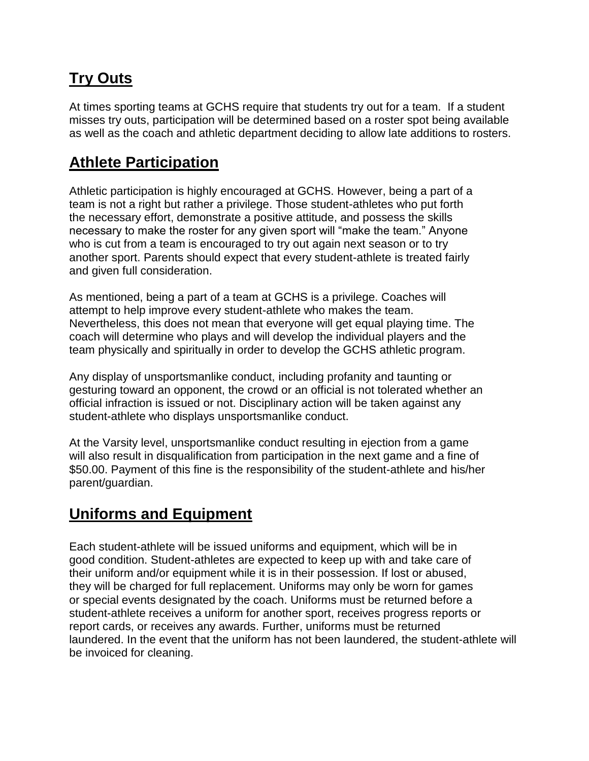## Try Outs

At times sporting teams at GCHS require that students try out for a team. If a student misses try outs, participation will be determined based on a roster spot being available as well as the coach and athletic department deciding to allow late additions to rosters.

## Athlete Participation

Athletic participation is highly encouraged at GCHS. However, being a part of a team is not a right but rather a privilege. Those student-athletes who put forth the necessary effort, demonstrate a positive attitude, and possess the skills necessary to make the roster for any given sport will "make the team." Anyone who is cut from a team is encouraged to try out again next season or to try another sport. Parents should expect that every student-athlete is treated fairly and given full consideration.

As mentioned, being a part of a team at GCHS is a privilege. Coaches will attempt to help improve every student-athlete who makes the team. Nevertheless, this does not mean that everyone will get equal playing time. The coach will determine who plays and will develop the individual players and the team physically and spiritually in order to develop the GCHS athletic program.

Any display of unsportsmanlike conduct, including profanity and taunting or gesturing toward an opponent, the crowd or an official is not tolerated whether an official infraction is issued or not. Disciplinary action will be taken against any student-athlete who displays unsportsmanlike conduct.

At the Varsity level, unsportsmanlike conduct resulting in ejection from a game will also result in disqualification from participation in the next game and a fine of $50.00. Payment of this fine is the responsibility of the student-athlete and his/her parent/guardian.

## Uniforms and Equipment

Each student-athlete will be issued uniforms and equipment, which will be in good condition. Student-athletes are expected to keep up with and take care of their uniform and/or equipment while it is in their possession. If lost or abused, they will be charged for full replacement. Uniforms may only be worn for games or special events designated by the coach. Uniforms must be returned before a student-athlete receives a uniform for another sport, receives progress reports or report cards, or receives any awards. Further, uniforms must be returned laundered. In the event that the uniform has not been laundered, the student-athlete will be invoiced for cleaning.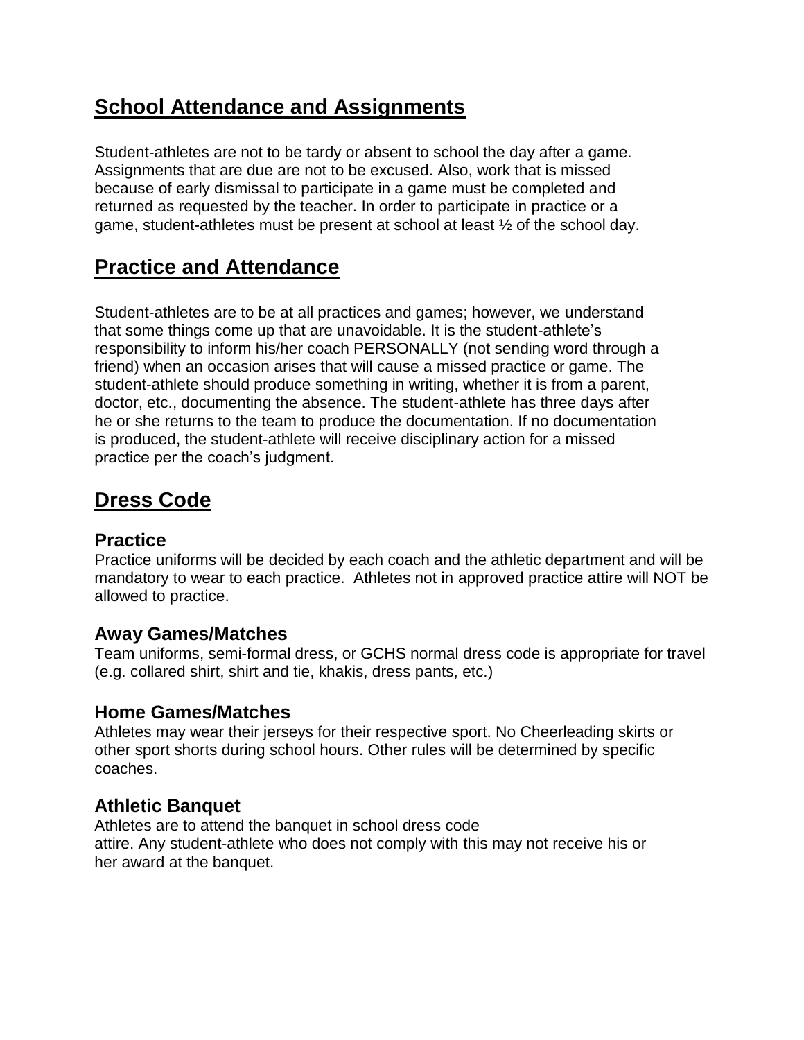## School Attendance and Assignments

Student-athletes are not to be tardy or absent to school the day after a game. Assignments that are due are not to be excused. Also, work that is missed because of early dismissal to participate in a game must be completed and returned as requested by the teacher. In order to participate in practice or a game, student-athletes must be present at school at least ½ of the school day.

## Practice and Attendance

Student-athletes are to be at all practices and games; however, we understand that some things come up that are unavoidable. It is the student-athlete's responsibility to inform his/her coach PERSONALLY (not sending word through a friend) when an occasion arises that will cause a missed practice or game. The student-athlete should produce something in writing, whether it is from a parent, doctor, etc., documenting the absence. The student-athlete has three days after he or she returns to the team to produce the documentation. If no documentation is produced, the student-athlete will receive disciplinary action for a missed practice per the coach's judgment.

## Dress Code

### Practice

Practice uniforms will be decided by each coach and the athletic department and will be mandatory to wear to each practice. Athletes not in approved practice attire will NOT be allowed to practice.

### Away Games/Matches

Team uniforms, semi-formal dress, or GCHS normal dress code is appropriate for travel (e.g. collared shirt, shirt and tie, khakis, dress pants, etc.)

### Home Games/Matches

Athletes may wear their jerseys for their respective sport. No Cheerleading skirts or other sport shorts during school hours. Other rules will be determined by specific coaches.

### Athletic Banquet

Athletes are to attend the banquet in school dress code attire. Any student-athlete who does not comply with this may not receive his or her award at the banquet.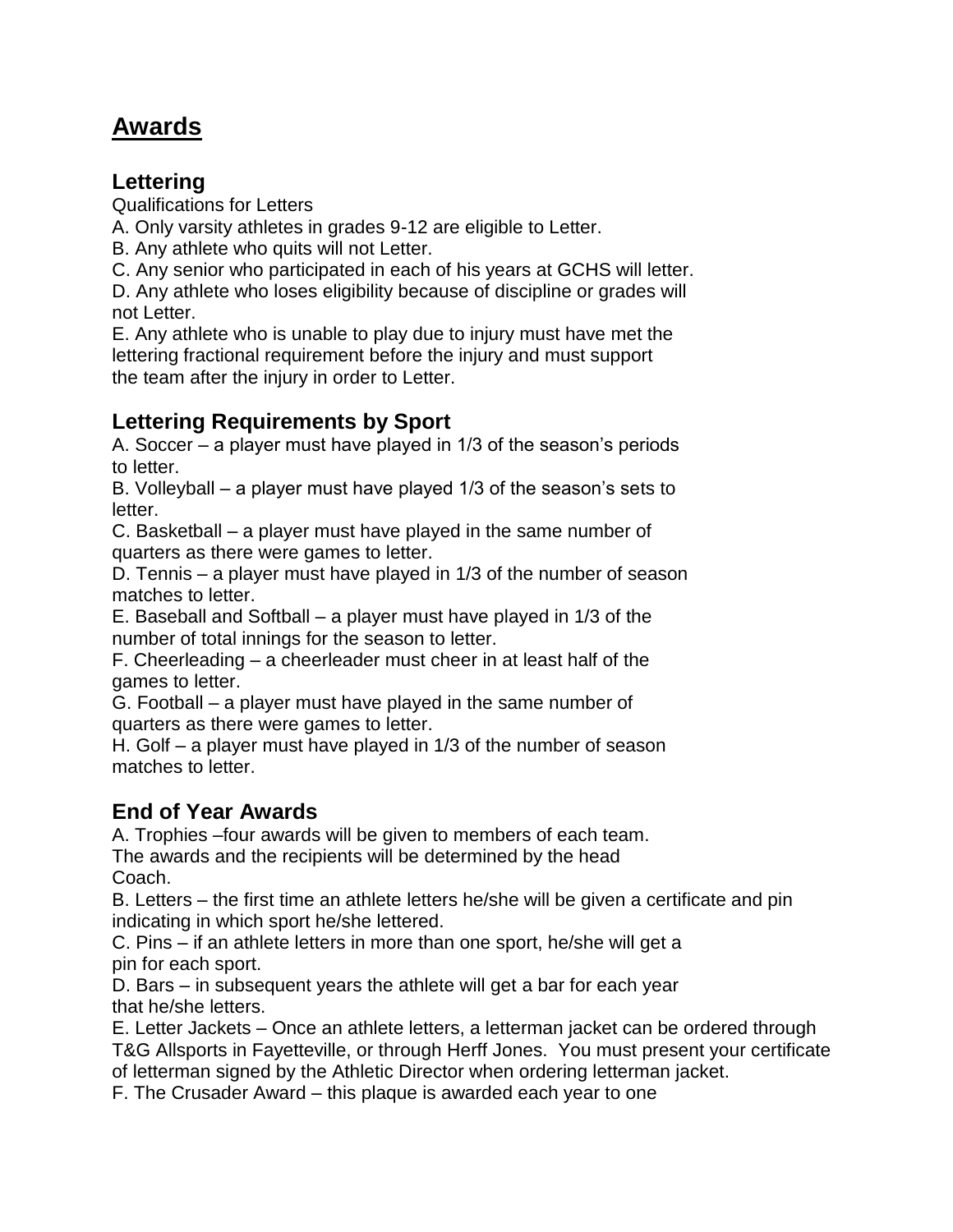# Awards

## Lettering

Qualifications for Letters

A. Only varsity athletes in grades 9-12 are eligible to Letter.
B. Any athlete who quits will not Letter.
C. Any senior who participated in each of his years at GCHS will letter.
D. Any athlete who loses eligibility because of discipline or grades will not Letter.
E. Any athlete who is unable to play due to injury must have met the lettering fractional requirement before the injury and must support the team after the injury in order to Letter.

## Lettering Requirements by Sport

A. Soccer – a player must have played in 1/3 of the season's periods to letter.
B. Volleyball – a player must have played 1/3 of the season's sets to letter.
C. Basketball – a player must have played in the same number of quarters as there were games to letter.
D. Tennis – a player must have played in 1/3 of the number of season matches to letter.
E. Baseball and Softball – a player must have played in 1/3 of the number of total innings for the season to letter.
F. Cheerleading – a cheerleader must cheer in at least half of the games to letter.
G. Football – a player must have played in the same number of quarters as there were games to letter.
H. Golf – a player must have played in 1/3 of the number of season matches to letter.

## End of Year Awards

A. Trophies –four awards will be given to members of each team. The awards and the recipients will be determined by the head Coach.
B. Letters – the first time an athlete letters he/she will be given a certificate and pin indicating in which sport he/she lettered.
C. Pins – if an athlete letters in more than one sport, he/she will get a pin for each sport.
D. Bars – in subsequent years the athlete will get a bar for each year that he/she letters.
E. Letter Jackets – Once an athlete letters, a letterman jacket can be ordered through T&G Allsports in Fayetteville, or through Herff Jones. You must present your certificate of letterman signed by the Athletic Director when ordering letterman jacket.
F. The Crusader Award – this plaque is awarded each year to one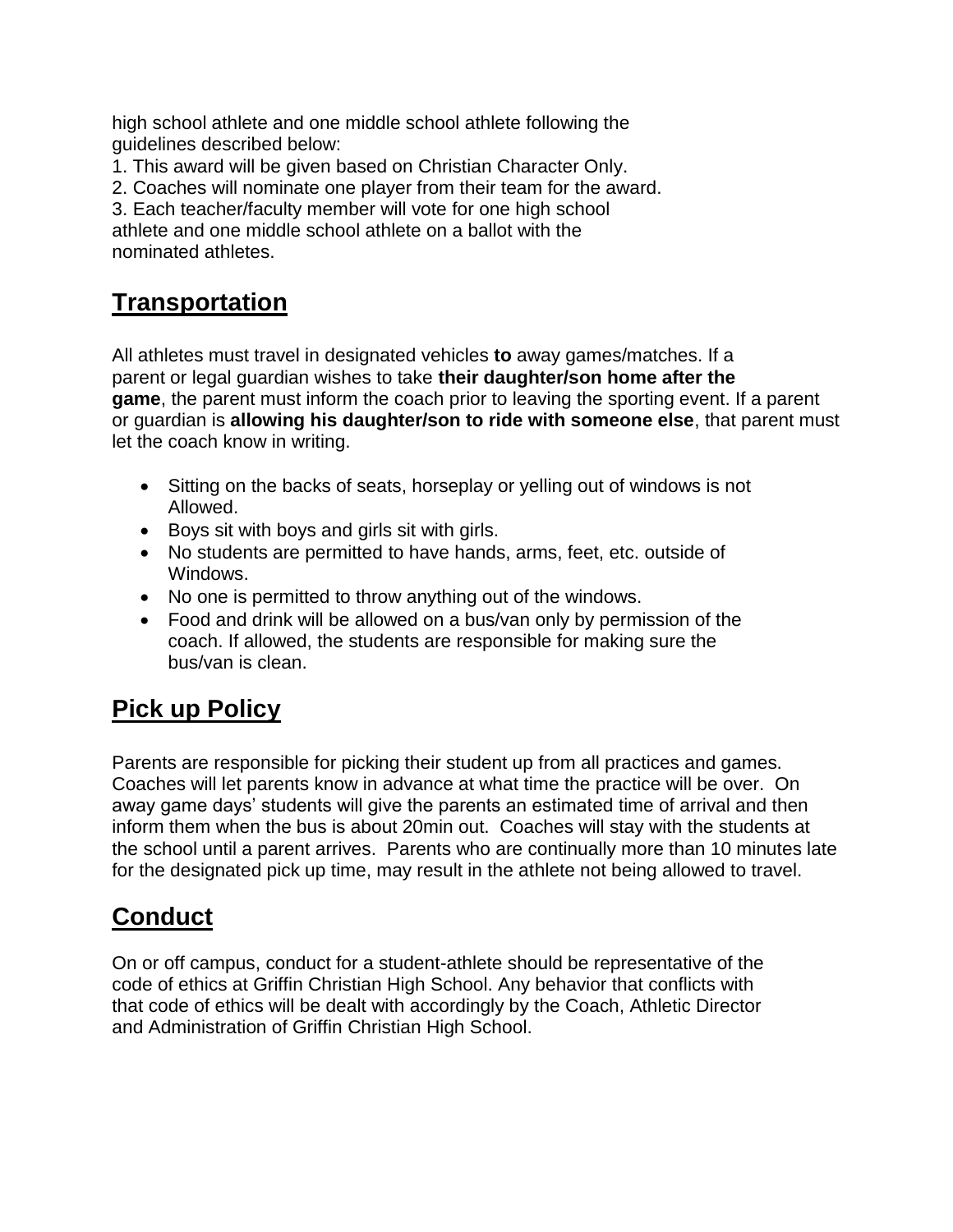high school athlete and one middle school athlete following the guidelines described below:

1. This award will be given based on Christian Character Only.
2. Coaches will nominate one player from their team for the award.
3. Each teacher/faculty member will vote for one high school athlete and one middle school athlete on a ballot with the nominated athletes.

## Transportation

All athletes must travel in designated vehicles **to** away games/matches. If a parent or legal guardian wishes to take **their daughter/son home after the game**, the parent must inform the coach prior to leaving the sporting event. If a parent or guardian is **allowing his daughter/son to ride with someone else**, that parent must let the coach know in writing.

- Sitting on the backs of seats, horseplay or yelling out of windows is not Allowed.
- Boys sit with boys and girls sit with girls.
- No students are permitted to have hands, arms, feet, etc. outside of Windows.
- No one is permitted to throw anything out of the windows.
- Food and drink will be allowed on a bus/van only by permission of the coach. If allowed, the students are responsible for making sure the bus/van is clean.

## Pick up Policy

Parents are responsible for picking their student up from all practices and games. Coaches will let parents know in advance at what time the practice will be over. On away game days' students will give the parents an estimated time of arrival and then inform them when the bus is about 20min out. Coaches will stay with the students at the school until a parent arrives. Parents who are continually more than 10 minutes late for the designated pick up time, may result in the athlete not being allowed to travel.

## Conduct

On or off campus, conduct for a student-athlete should be representative of the code of ethics at Griffin Christian High School. Any behavior that conflicts with that code of ethics will be dealt with accordingly by the Coach, Athletic Director and Administration of Griffin Christian High School.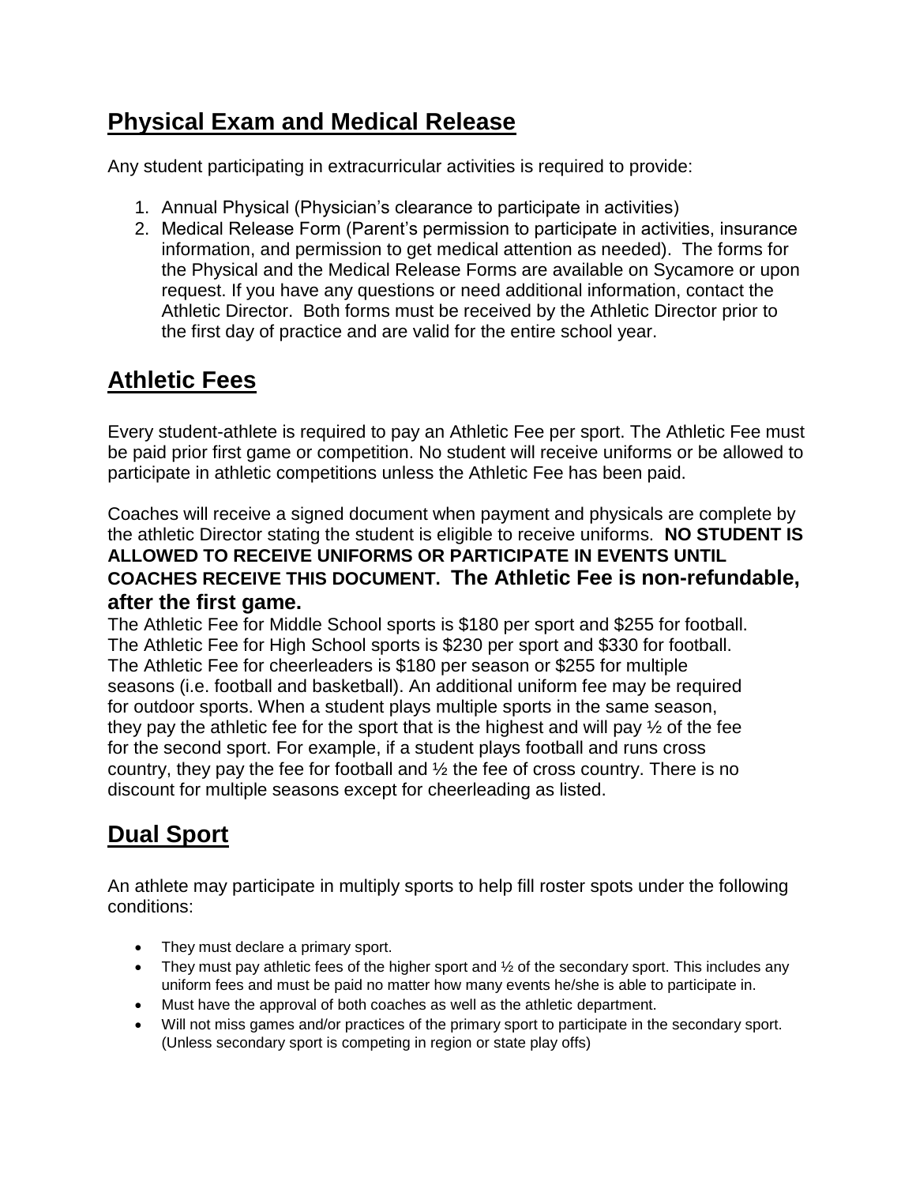## Physical Exam and Medical Release

Any student participating in extracurricular activities is required to provide:

1. Annual Physical (Physician's clearance to participate in activities)
2. Medical Release Form (Parent's permission to participate in activities, insurance information, and permission to get medical attention as needed). The forms for the Physical and the Medical Release Forms are available on Sycamore or upon request. If you have any questions or need additional information, contact the Athletic Director. Both forms must be received by the Athletic Director prior to the first day of practice and are valid for the entire school year.

## Athletic Fees

Every student-athlete is required to pay an Athletic Fee per sport. The Athletic Fee must be paid prior first game or competition. No student will receive uniforms or be allowed to participate in athletic competitions unless the Athletic Fee has been paid.

Coaches will receive a signed document when payment and physicals are complete by the athletic Director stating the student is eligible to receive uniforms. **NO STUDENT IS ALLOWED TO RECEIVE UNIFORMS OR PARTICIPATE IN EVENTS UNTIL COACHES RECEIVE THIS DOCUMENT. The Athletic Fee is non-refundable, after the first game.**

The Athletic Fee for Middle School sports is $180 per sport and $255 for football. The Athletic Fee for High School sports is $230 per sport and $330 for football. The Athletic Fee for cheerleaders is $180 per season or $255 for multiple seasons (i.e. football and basketball). An additional uniform fee may be required for outdoor sports. When a student plays multiple sports in the same season, they pay the athletic fee for the sport that is the highest and will pay ½ of the fee for the second sport. For example, if a student plays football and runs cross country, they pay the fee for football and ½ the fee of cross country. There is no discount for multiple seasons except for cheerleading as listed.

## Dual Sport

An athlete may participate in multiply sports to help fill roster spots under the following conditions:

- They must declare a primary sport.
- They must pay athletic fees of the higher sport and ½ of the secondary sport. This includes any uniform fees and must be paid no matter how many events he/she is able to participate in.
- Must have the approval of both coaches as well as the athletic department.
- Will not miss games and/or practices of the primary sport to participate in the secondary sport. (Unless secondary sport is competing in region or state play offs)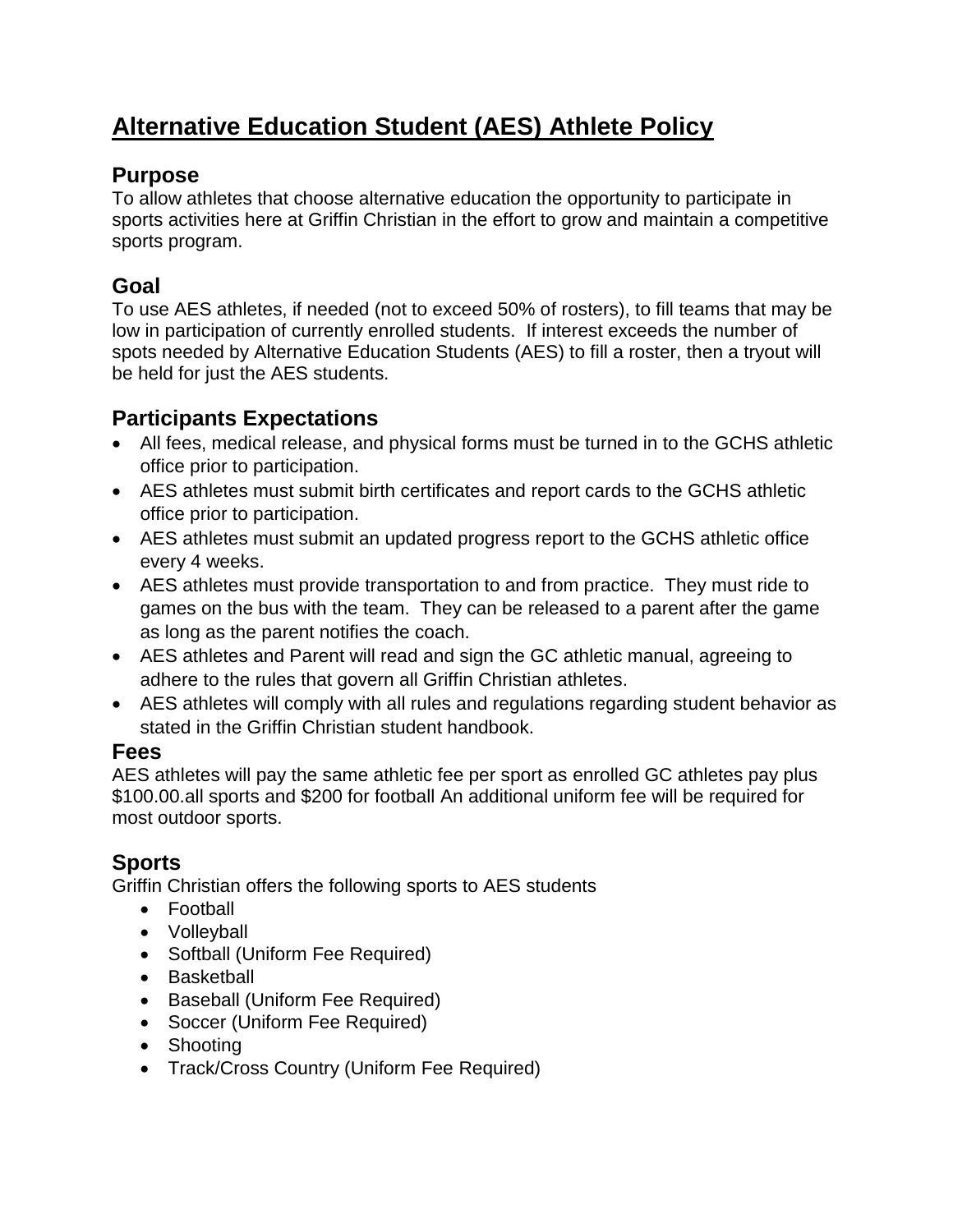# Alternative Education Student (AES) Athlete Policy

## Purpose

To allow athletes that choose alternative education the opportunity to participate in sports activities here at Griffin Christian in the effort to grow and maintain a competitive sports program.

## Goal

To use AES athletes, if needed (not to exceed 50% of rosters), to fill teams that may be low in participation of currently enrolled students. If interest exceeds the number of spots needed by Alternative Education Students (AES) to fill a roster, then a tryout will be held for just the AES students.

## Participants Expectations

- All fees, medical release, and physical forms must be turned in to the GCHS athletic office prior to participation.
- AES athletes must submit birth certificates and report cards to the GCHS athletic office prior to participation.
- AES athletes must submit an updated progress report to the GCHS athletic office every 4 weeks.
- AES athletes must provide transportation to and from practice. They must ride to games on the bus with the team. They can be released to a parent after the game as long as the parent notifies the coach.
- AES athletes and Parent will read and sign the GC athletic manual, agreeing to adhere to the rules that govern all Griffin Christian athletes.
- AES athletes will comply with all rules and regulations regarding student behavior as stated in the Griffin Christian student handbook.

## Fees

AES athletes will pay the same athletic fee per sport as enrolled GC athletes pay plus $100.00.all sports and $200 for football An additional uniform fee will be required for most outdoor sports.

## Sports

Griffin Christian offers the following sports to AES students

- Football
- Volleyball
- Softball (Uniform Fee Required)
- Basketball
- Baseball (Uniform Fee Required)
- Soccer (Uniform Fee Required)
- Shooting
- Track/Cross Country (Uniform Fee Required)